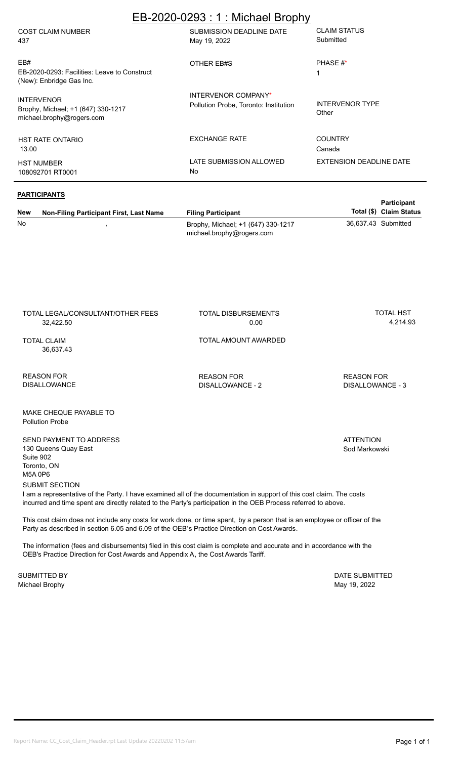# EB-2020-0293 : 1 : Michael Brophy

| COST CLAIM NUMBER | SUBMISSION DEADLINE DATE | CLAIM STATUS |
|---|---|---|
| 437 | May 19, 2022 | Submitted |

| EB# | OTHER EB#S | PHASE #* |
|---|---|---|
| EB-2020-0293: Facilities: Leave to Construct (New): Enbridge Gas Inc. | | 1 |

| INTERVENOR | INTERVENOR COMPANY* | INTERVENOR TYPE |
|---|---|---|
| Brophy, Michael; +1 (647) 330-1217 michael.brophy@rogers.com | Pollution Probe, Toronto: Institution | Other |

| HST RATE ONTARIO | EXCHANGE RATE | COUNTRY |
|---|---|---|
| 13.00 | | Canada |

| HST NUMBER | LATE SUBMISSION ALLOWED | EXTENSION DEADLINE DATE |
|---|---|---|
| 108092701 RT0001 | No | |

## PARTICIPANTS

| New | Non-Filing Participant First, Last Name | Filing Participant | Participant Total ($) | Claim Status |
|---|---|---|---|---|
| No | , | Brophy, Michael; +1 (647) 330-1217 michael.brophy@rogers.com | 36,637.43 | Submitted |

| TOTAL LEGAL/CONSULTANT/OTHER FEES | TOTAL DISBURSEMENTS | TOTAL HST |
|---|---|---|
| 32,422.50 | 0.00 | 4,214.93 |

| TOTAL CLAIM | TOTAL AMOUNT AWARDED |
|---|---|
| 36,637.43 | |

| REASON FOR DISALLOWANCE | REASON FOR DISALLOWANCE - 2 | REASON FOR DISALLOWANCE - 3 |
|---|---|---|
| | | |

MAKE CHEQUE PAYABLE TO
Pollution Probe

SEND PAYMENT TO ADDRESS
130 Queens Quay East
Suite 902
Toronto, ON
M5A 0P6

ATTENTION
Sod Markowski

SUBMIT SECTION

I am a representative of the Party. I have examined all of the documentation in support of this cost claim. The costs incurred and time spent are directly related to the Party's participation in the OEB Process referred to above.

This cost claim does not include any costs for work done, or time spent, by a person that is an employee or officer of the Party as described in section 6.05 and 6.09 of the OEB's Practice Direction on Cost Awards.

The information (fees and disbursements) filed in this cost claim is complete and accurate and in accordance with the OEB's Practice Direction for Cost Awards and Appendix A, the Cost Awards Tariff.

SUBMITTED BY
Michael Brophy

DATE SUBMITTED
May 19, 2022

Report Name: CC_Cost_Claim_Header.rpt Last Update 20220202 11:57am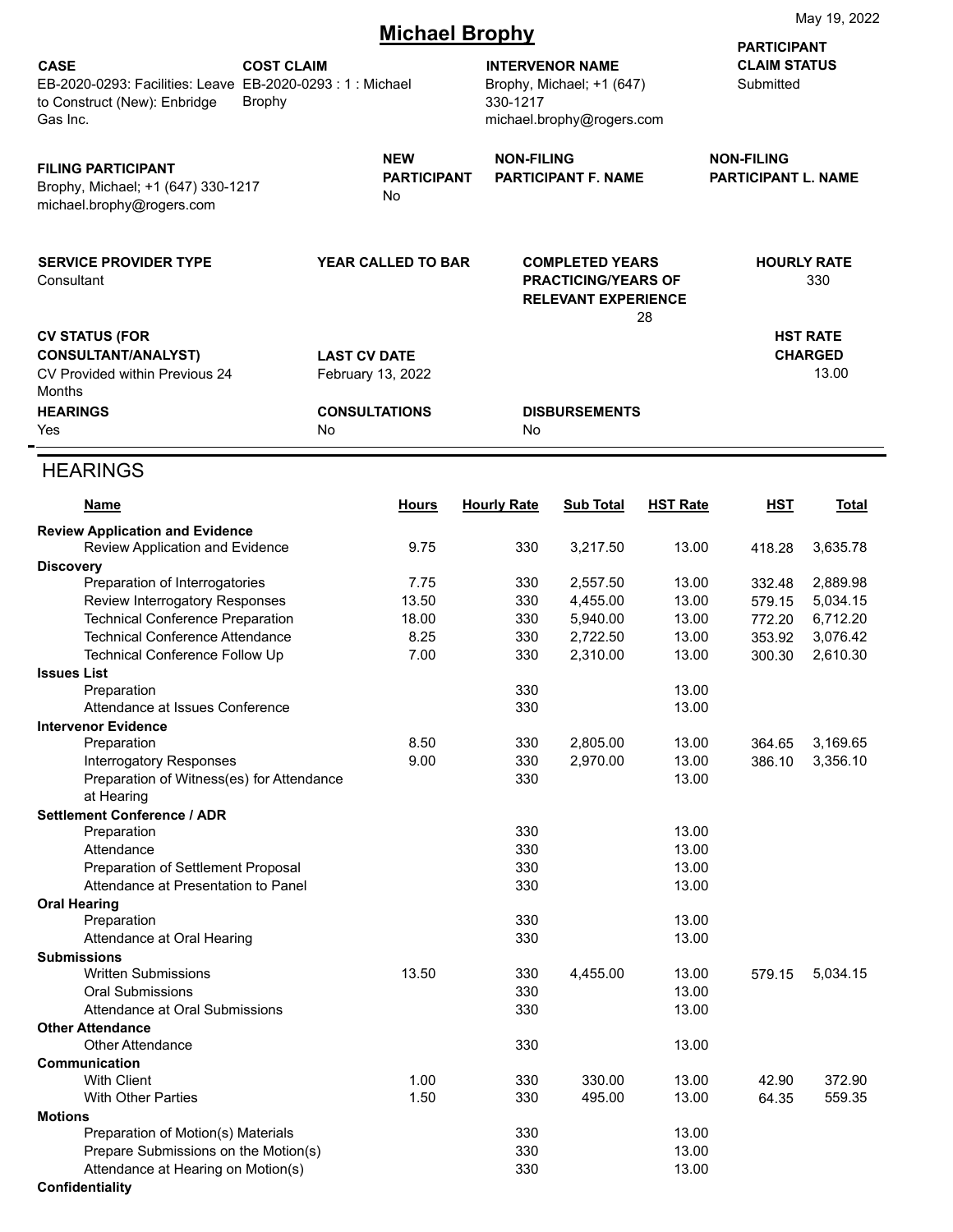May 19, 2022

# Michael Brophy

| CASE | COST CLAIM | INTERVENOR NAME | PARTICIPANT CLAIM STATUS |
|---|---|---|---|
| EB-2020-0293: Facilities: Leave to Construct (New): Enbridge Gas Inc. | EB-2020-0293 : 1 : Michael Brophy | Brophy, Michael; +1 (647) 330-1217 michael.brophy@rogers.com | Submitted |

| FILING PARTICIPANT | NEW PARTICIPANT | NON-FILING PARTICIPANT F. NAME | NON-FILING PARTICIPANT L. NAME |
|---|---|---|---|
| Brophy, Michael; +1 (647) 330-1217 michael.brophy@rogers.com | No | | |

| SERVICE PROVIDER TYPE | YEAR CALLED TO BAR | COMPLETED YEARS PRACTICING/YEARS OF RELEVANT EXPERIENCE | HOURLY RATE |
|---|---|---|---|
| Consultant | | 28 | 330 |

| CV STATUS (FOR CONSULTANT/ANALYST) | LAST CV DATE | | HST RATE CHARGED |
|---|---|---|---|
| CV Provided within Previous 24 Months | February 13, 2022 | | 13.00 |

| HEARINGS | CONSULTATIONS | DISBURSEMENTS |
|---|---|---|
| Yes | No | No |

## HEARINGS

| Name | Hours | Hourly Rate | Sub Total | HST Rate | HST | Total |
|---|---|---|---|---|---|---|
| **Review Application and Evidence** | | | | | | |
| Review Application and Evidence | 9.75 | 330 | 3,217.50 | 13.00 | 418.28 | 3,635.78 |
| **Discovery** | | | | | | |
| Preparation of Interrogatories | 7.75 | 330 | 2,557.50 | 13.00 | 332.48 | 2,889.98 |
| Review Interrogatory Responses | 13.50 | 330 | 4,455.00 | 13.00 | 579.15 | 5,034.15 |
| Technical Conference Preparation | 18.00 | 330 | 5,940.00 | 13.00 | 772.20 | 6,712.20 |
| Technical Conference Attendance | 8.25 | 330 | 2,722.50 | 13.00 | 353.92 | 3,076.42 |
| Technical Conference Follow Up | 7.00 | 330 | 2,310.00 | 13.00 | 300.30 | 2,610.30 |
| **Issues List** | | | | | | |
| Preparation | | 330 | | 13.00 | | |
| Attendance at Issues Conference | | 330 | | 13.00 | | |
| **Intervenor Evidence** | | | | | | |
| Preparation | 8.50 | 330 | 2,805.00 | 13.00 | 364.65 | 3,169.65 |
| Interrogatory Responses | 9.00 | 330 | 2,970.00 | 13.00 | 386.10 | 3,356.10 |
| Preparation of Witness(es) for Attendance at Hearing | | 330 | | 13.00 | | |
| **Settlement Conference / ADR** | | | | | | |
| Preparation | | 330 | | 13.00 | | |
| Attendance | | 330 | | 13.00 | | |
| Preparation of Settlement Proposal | | 330 | | 13.00 | | |
| Attendance at Presentation to Panel | | 330 | | 13.00 | | |
| **Oral Hearing** | | | | | | |
| Preparation | | 330 | | 13.00 | | |
| Attendance at Oral Hearing | | 330 | | 13.00 | | |
| **Submissions** | | | | | | |
| Written Submissions | 13.50 | 330 | 4,455.00 | 13.00 | 579.15 | 5,034.15 |
| Oral Submissions | | 330 | | 13.00 | | |
| Attendance at Oral Submissions | | 330 | | 13.00 | | |
| **Other Attendance** | | | | | | |
| Other Attendance | | 330 | | 13.00 | | |
| **Communication** | | | | | | |
| With Client | 1.00 | 330 | 330.00 | 13.00 | 42.90 | 372.90 |
| With Other Parties | 1.50 | 330 | 495.00 | 13.00 | 64.35 | 559.35 |
| **Motions** | | | | | | |
| Preparation of Motion(s) Materials | | 330 | | 13.00 | | |
| Prepare Submissions on the Motion(s) | | 330 | | 13.00 | | |
| Attendance at Hearing on Motion(s) | | 330 | | 13.00 | | |
| **Confidentiality** | | | | | | |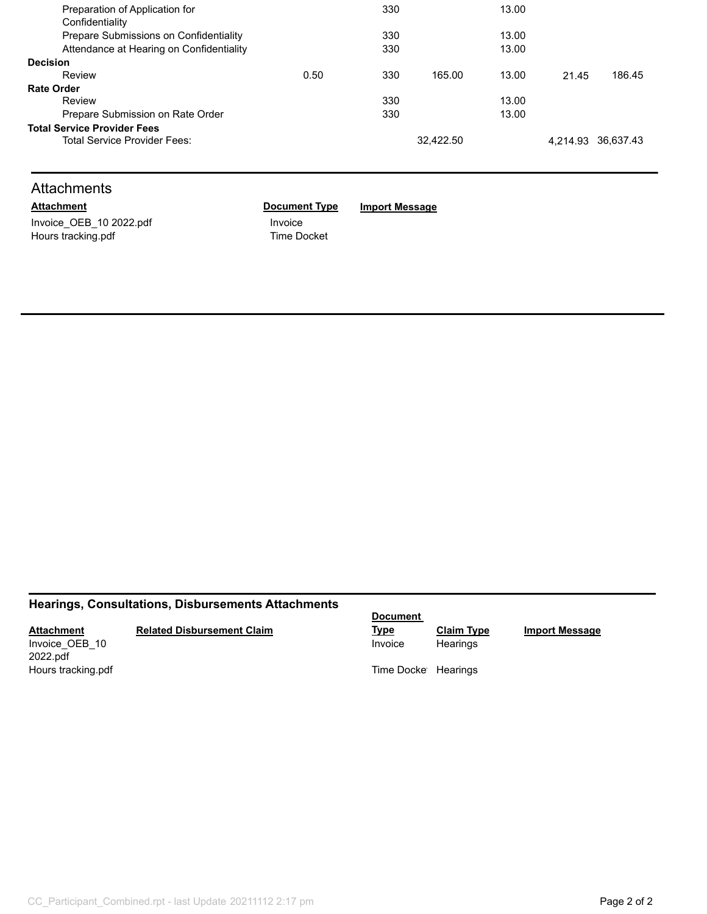| | Hours | Rate | Fees | HST % | HST | Total |
|---|---|---|---|---|---|---|
| Preparation of Application for Confidentiality | | 330 | | 13.00 | | |
| Prepare Submissions on Confidentiality | | 330 | | 13.00 | | |
| Attendance at Hearing on Confidentiality | | 330 | | 13.00 | | |
| **Decision** | | | | | | |
| Review | 0.50 | 330 | 165.00 | 13.00 | 21.45 | 186.45 |
| **Rate Order** | | | | | | |
| Review | | 330 | | 13.00 | | |
| Prepare Submission on Rate Order | | 330 | | 13.00 | | |
| **Total Service Provider Fees** | | | | | | |
| Total Service Provider Fees: | | | 32,422.50 | | 4,214.93 | 36,637.43 |

## Attachments

| Attachment | Document Type | Import Message |
|---|---|---|
| Invoice_OEB_10 2022.pdf | Invoice | |
| Hours tracking.pdf | Time Docket | |

### Hearings, Consultations, Disbursements Attachments

| Attachment | Related Disbursement Claim | Document Type | Claim Type | Import Message |
|---|---|---|---|---|
| Invoice_OEB_10 2022.pdf | | Invoice | Hearings | |
| Hours tracking.pdf | | Time Docket | Hearings | |

CC_Participant_Combined.rpt - last Update 20211112 2:17 pm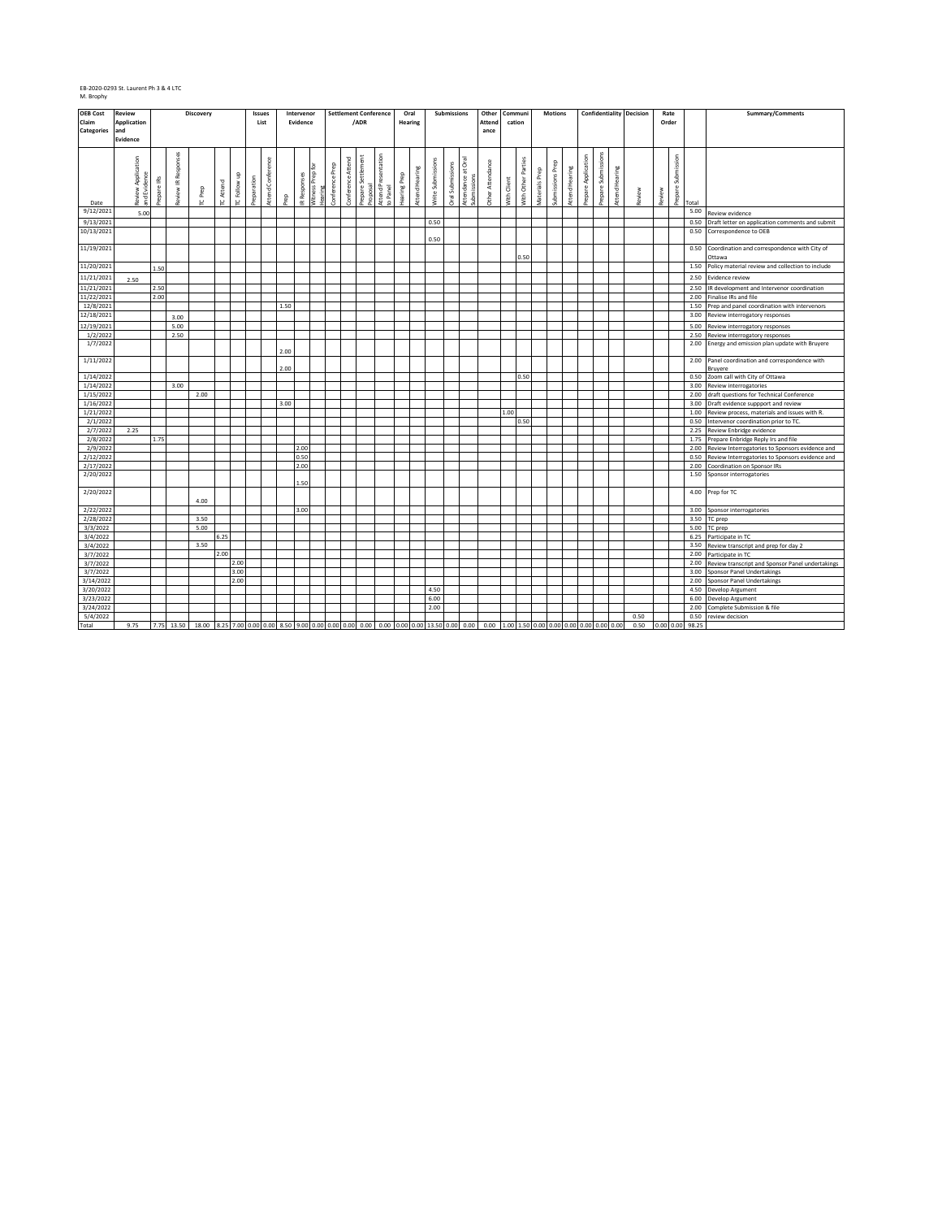EB-2020-0293 St. Laurent Ph 3 & 4 LTC
M. Brophy

| OEB Cost Claim Categories | Review Application and Evidence | Discovery | | | | | Issues List | | Intervenor Evidence | | | Settlement Conference /ADR | | | | Oral Hearing | | Submissions | | | Other Attendance | Communication | | Motions | | | Confidentiality | | | Decision | Rate Order | | | Summary/Comments |
|---|---|---|---|---|---|---|---|---|---|---|---|---|---|---|---|---|---|---|---|---|---|---|---|---|---|---|---|---|---|---|---|---|---|---|
| Date | Review Application and Evidence | Prepare IRs | Review IR Responses | TC Prep | TC Attend | TC Follow up | Preparation | Attend Conference | Prep | IR Responses | Witness Prep for Hearing | Conference Prep | Conference Attend | Prepare Settlement Proposal | Attend Presentation to Panel | Hearing Prep | Attend Hearing | Write Submissions | Oral Submissions | Attendance at Oral Submissions | Other Attendance | With Client | With Other Parties | Materials Prep | Submissions Prep | Attend Hearing | Prepare Application | Prepare Submissions | Attend Hearing | Review | Review | Prepare Submission | Total | |
| 9/12/2021 | 5.00 | | | | | | | | | | | | | | | | | | | | | | | | | | | | | | | | 5.00 | Review evidence |
| 9/13/2021 | | | | | | | | | | | | | | | | | | 0.50 | | | | | | | | | | | | | | | 0.50 | Draft letter on application comments and submit |
| 10/13/2021 | | | | | | | | | | | | | | | | | | 0.50 | | | | | | | | | | | | | | | 0.50 | Correspondence to OEB |
| 11/19/2021 | | | | | | | | | | | | | | | | | | | | | | | 0.50 | | | | | | | | | | 0.50 | Coordination and correspondence with City of Ottawa |
| 11/20/2021 | | 1.50 | | | | | | | | | | | | | | | | | | | | | | | | | | | | | | | 1.50 | Policy material review and collection to include |
| 11/21/2021 | 2.50 | | | | | | | | | | | | | | | | | | | | | | | | | | | | | | | | 2.50 | Evidence review |
| 11/21/2021 | | 2.50 | | | | | | | | | | | | | | | | | | | | | | | | | | | | | | | 2.50 | IR development and Intervenor coordination |
| 11/22/2021 | | 2.00 | | | | | | | | | | | | | | | | | | | | | | | | | | | | | | | 2.00 | Finalise IRs and file |
| 12/8/2021 | | | | | | | | | 1.50 | | | | | | | | | | | | | | | | | | | | | | | | 1.50 | Prep and panel coordination with intervenors |
| 12/18/2021 | | | 3.00 | | | | | | | | | | | | | | | | | | | | | | | | | | | | | | 3.00 | Review interrogatory responses |
| 12/19/2021 | | | 5.00 | | | | | | | | | | | | | | | | | | | | | | | | | | | | | | 5.00 | Review interrogatory responses |
| 1/2/2022 | | | 2.50 | | | | | | | | | | | | | | | | | | | | | | | | | | | | | | 2.50 | Review interrogatory responses |
| 1/7/2022 | | | | | | | | | 2.00 | | | | | | | | | | | | | | | | | | | | | | | | 2.00 | Energy and emission plan update with Bruyere |
| 1/11/2022 | | | | | | | | | 2.00 | | | | | | | | | | | | | | | | | | | | | | | | 2.00 | Panel coordination and correspondence with Bruyere |
| 1/14/2022 | | | | | | | | | | | | | | | | | | | | | | | 0.50 | | | | | | | | | | 0.50 | Zoom call with City of Ottawa |
| 1/14/2022 | | | 3.00 | | | | | | | | | | | | | | | | | | | | | | | | | | | | | | 3.00 | Review interrogatories |
| 1/15/2022 | | | | 2.00 | | | | | | | | | | | | | | | | | | | | | | | | | | | | | 2.00 | draft questions for Technical Conference |
| 1/16/2022 | | | | | | | | | 3.00 | | | | | | | | | | | | | | | | | | | | | | | | 3.00 | Draft evidence suppport and review |
| 1/21/2022 | | | | | | | | | | | | | | | | | | | | | | 1.00 | | | | | | | | | | | 1.00 | Review process, materials and issues with R. |
| 2/1/2022 | | | | | | | | | | | | | | | | | | | | | | | 0.50 | | | | | | | | | | 0.50 | Intervenor coordination prior to TC. |
| 2/7/2022 | 2.25 | | | | | | | | | | | | | | | | | | | | | | | | | | | | | | | | 2.25 | Review Enbridge evidence |
| 2/8/2022 | | 1.75 | | | | | | | | | | | | | | | | | | | | | | | | | | | | | | | 1.75 | Prepare Enbridge Reply Irs and file |
| 2/9/2022 | | | | | | | | | | 2.00 | | | | | | | | | | | | | | | | | | | | | | | 2.00 | Review Interrogatories to Sponsors evidence and |
| 2/12/2022 | | | | | | | | | | 0.50 | | | | | | | | | | | | | | | | | | | | | | | 0.50 | Review Interrogatories to Sponsors evidence and |
| 2/17/2022 | | | | | | | | | | 2.00 | | | | | | | | | | | | | | | | | | | | | | | 2.00 | Coordination on Sponsor IRs |
| 2/20/2022 | | | | | | | | | | 1.50 | | | | | | | | | | | | | | | | | | | | | | | 1.50 | Sponsor interrogatories |
| 2/20/2022 | | | | 4.00 | | | | | | | | | | | | | | | | | | | | | | | | | | | | | 4.00 | Prep for TC |
| 2/22/2022 | | | | | | | | | | 3.00 | | | | | | | | | | | | | | | | | | | | | | | 3.00 | Sponsor interrogatories |
| 2/28/2022 | | | | 3.50 | | | | | | | | | | | | | | | | | | | | | | | | | | | | | 3.50 | TC prep |
| 3/3/2022 | | | | 5.00 | | | | | | | | | | | | | | | | | | | | | | | | | | | | | 5.00 | TC prep |
| 3/4/2022 | | | | | 6.25 | | | | | | | | | | | | | | | | | | | | | | | | | | | | 6.25 | Participate in TC |
| 3/4/2022 | | | | 3.50 | | | | | | | | | | | | | | | | | | | | | | | | | | | | | 3.50 | Review transcript and prep for day 2 |
| 3/7/2022 | | | | | 2.00 | | | | | | | | | | | | | | | | | | | | | | | | | | | | 2.00 | Participate in TC |
| 3/7/2022 | | | | | | 2.00 | | | | | | | | | | | | | | | | | | | | | | | | | | | 2.00 | Review transcript and Sponsor Panel undertakings |
| 3/7/2022 | | | | | | 3.00 | | | | | | | | | | | | | | | | | | | | | | | | | | | 3.00 | Sponsor Panel Undertakings |
| 3/14/2022 | | | | | | 2.00 | | | | | | | | | | | | | | | | | | | | | | | | | | | 2.00 | Sponsor Panel Undertakings |
| 3/20/2022 | | | | | | | | | | | | | | | | | | 4.50 | | | | | | | | | | | | | | | 4.50 | Develop Argument |
| 3/23/2022 | | | | | | | | | | | | | | | | | | 6.00 | | | | | | | | | | | | | | | 6.00 | Develop Argument |
| 3/24/2022 | | | | | | | | | | | | | | | | | | 2.00 | | | | | | | | | | | | | | | 2.00 | Complete Submission & file |
| 5/4/2022 | | | | | | | | | | | | | | | | | | | | | | | | | | | | | | 0.50 | | | 0.50 | review decision |
| Total | 9.75 | 7.75 | 13.50 | 18.00 | 8.25 | 7.00 | 0.00 | 0.00 | 8.50 | 9.00 | 0.00 | 0.00 | 0.00 | 0.00 | 0.00 | 0.00 | 0.00 | 13.50 | 0.00 | 0.00 | 0.00 | 1.00 | 1.50 | 0.00 | 0.00 | 0.00 | 0.00 | 0.00 | 0.00 | 0.50 | 0.00 | 0.00 | 98.25 | |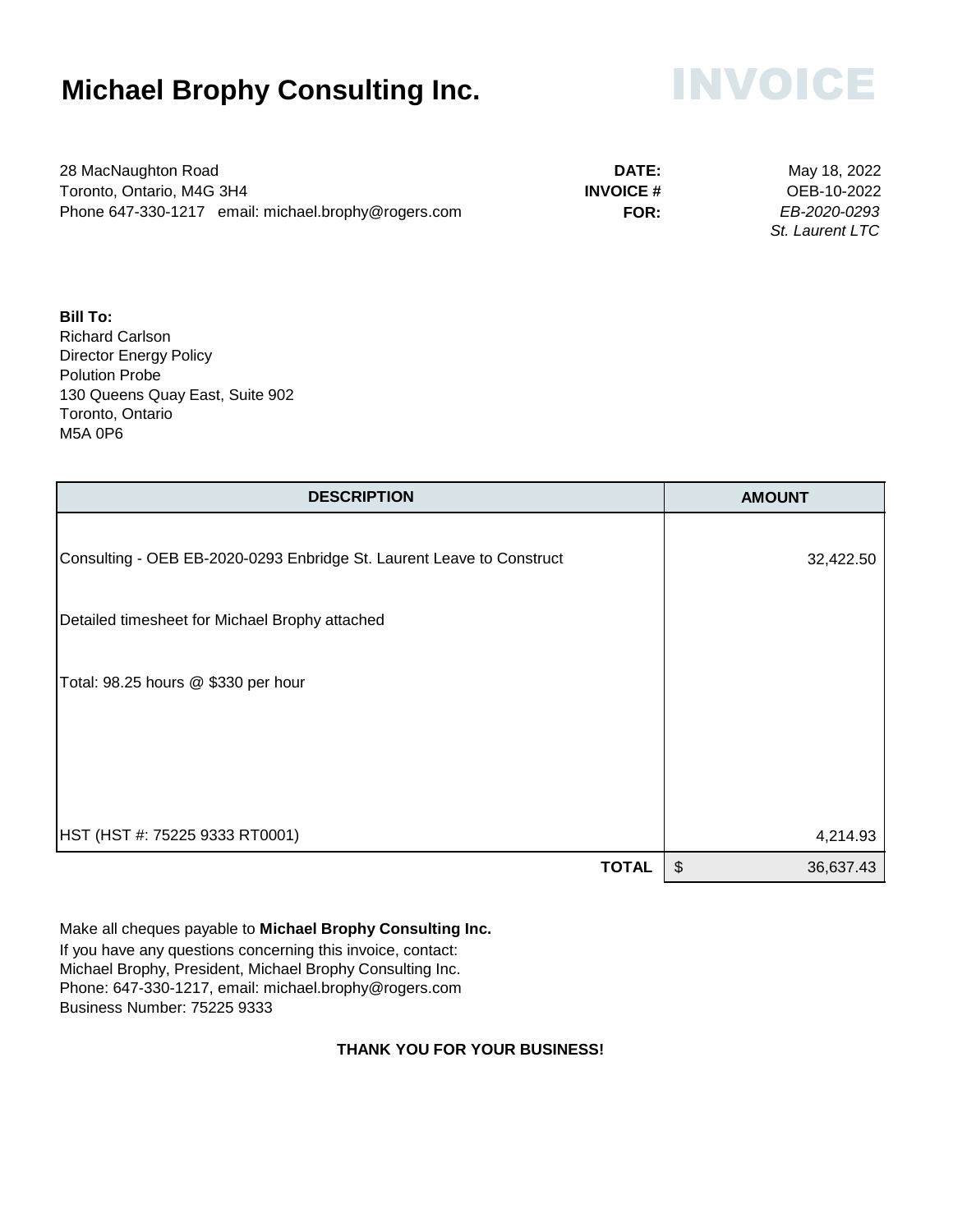# Michael Brophy Consulting Inc.

# INVOICE

28 MacNaughton Road
Toronto, Ontario, M4G 3H4
Phone 647-330-1217 email: michael.brophy@rogers.com

| | |
|---|---|
| **DATE:** | May 18, 2022 |
| **INVOICE #** | OEB-10-2022 |
| **FOR:** | *EB-2020-0293* *St. Laurent LTC* |

**Bill To:**
Richard Carlson
Director Energy Policy
Polution Probe
130 Queens Quay East, Suite 902
Toronto, Ontario
M5A 0P6

| DESCRIPTION | AMOUNT |
|---|---|
| Consulting - OEB EB-2020-0293 Enbridge St. Laurent Leave to Construct | 32,422.50 |
| Detailed timesheet for Michael Brophy attached | |
| Total: 98.25 hours @ $330 per hour | |
| HST (HST #: 75225 9333 RT0001) | 4,214.93 |
| **TOTAL** | $ 36,637.43 |

Make all cheques payable to **Michael Brophy Consulting Inc.**
If you have any questions concerning this invoice, contact:
Michael Brophy, President, Michael Brophy Consulting Inc.
Phone: 647-330-1217, email: michael.brophy@rogers.com
Business Number: 75225 9333

**THANK YOU FOR YOUR BUSINESS!**